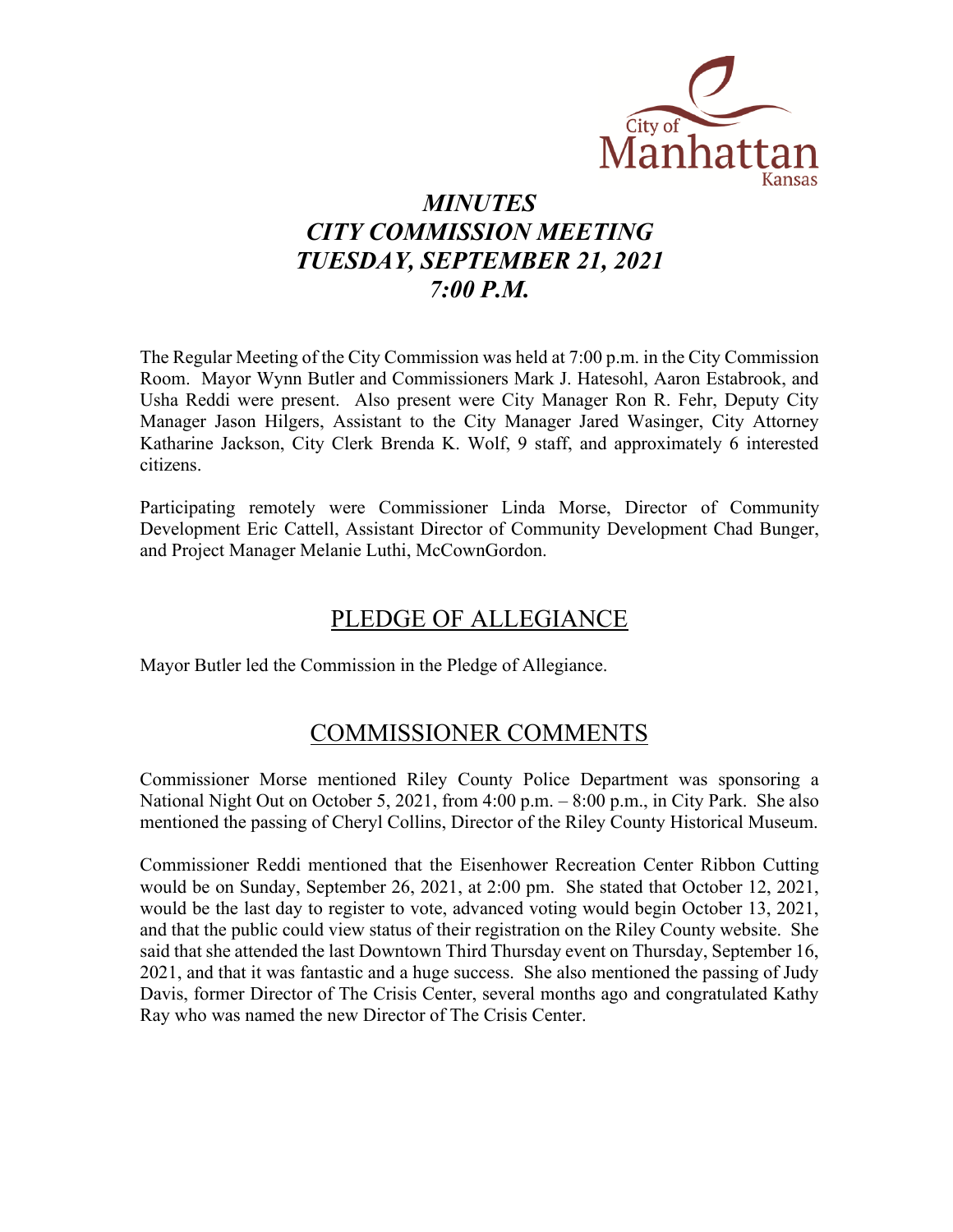City of Manhattan Kansas

# *MINUTES*
# *CITY COMMISSION MEETING*
# *TUESDAY, SEPTEMBER 21, 2021*
# *7:00 P.M.*

The Regular Meeting of the City Commission was held at 7:00 p.m. in the City Commission Room. Mayor Wynn Butler and Commissioners Mark J. Hatesohl, Aaron Estabrook, and Usha Reddi were present. Also present were City Manager Ron R. Fehr, Deputy City Manager Jason Hilgers, Assistant to the City Manager Jared Wasinger, City Attorney Katharine Jackson, City Clerk Brenda K. Wolf, 9 staff, and approximately 6 interested citizens.

Participating remotely were Commissioner Linda Morse, Director of Community Development Eric Cattell, Assistant Director of Community Development Chad Bunger, and Project Manager Melanie Luthi, McCownGordon.

## PLEDGE OF ALLEGIANCE

Mayor Butler led the Commission in the Pledge of Allegiance.

## COMMISSIONER COMMENTS

Commissioner Morse mentioned Riley County Police Department was sponsoring a National Night Out on October 5, 2021, from 4:00 p.m. – 8:00 p.m., in City Park. She also mentioned the passing of Cheryl Collins, Director of the Riley County Historical Museum.

Commissioner Reddi mentioned that the Eisenhower Recreation Center Ribbon Cutting would be on Sunday, September 26, 2021, at 2:00 pm. She stated that October 12, 2021, would be the last day to register to vote, advanced voting would begin October 13, 2021, and that the public could view status of their registration on the Riley County website. She said that she attended the last Downtown Third Thursday event on Thursday, September 16, 2021, and that it was fantastic and a huge success. She also mentioned the passing of Judy Davis, former Director of The Crisis Center, several months ago and congratulated Kathy Ray who was named the new Director of The Crisis Center.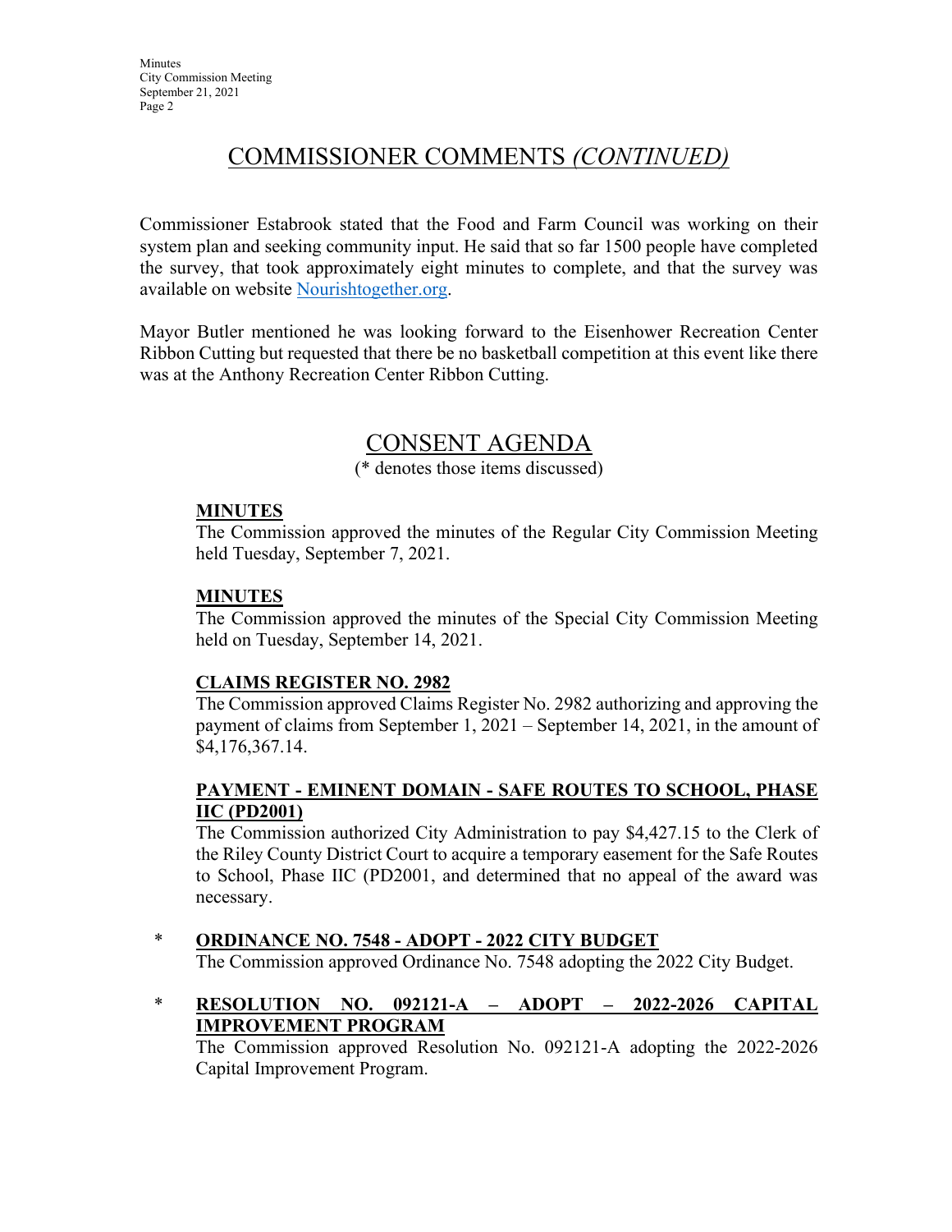## COMMISSIONER COMMENTS *(CONTINUED)*

Commissioner Estabrook stated that the Food and Farm Council was working on their system plan and seeking community input. He said that so far 1500 people have completed the survey, that took approximately eight minutes to complete, and that the survey was available on website Nourishtogether.org.

Mayor Butler mentioned he was looking forward to the Eisenhower Recreation Center Ribbon Cutting but requested that there be no basketball competition at this event like there was at the Anthony Recreation Center Ribbon Cutting.

## CONSENT AGENDA

(* denotes those items discussed)

**MINUTES**
The Commission approved the minutes of the Regular City Commission Meeting held Tuesday, September 7, 2021.

**MINUTES**
The Commission approved the minutes of the Special City Commission Meeting held on Tuesday, September 14, 2021.

**CLAIMS REGISTER NO. 2982**
The Commission approved Claims Register No. 2982 authorizing and approving the payment of claims from September 1, 2021 – September 14, 2021, in the amount of $4,176,367.14.

**PAYMENT - EMINENT DOMAIN - SAFE ROUTES TO SCHOOL, PHASE IIC (PD2001)**
The Commission authorized City Administration to pay $4,427.15 to the Clerk of the Riley County District Court to acquire a temporary easement for the Safe Routes to School, Phase IIC (PD2001, and determined that no appeal of the award was necessary.

\* **ORDINANCE NO. 7548 - ADOPT - 2022 CITY BUDGET**
The Commission approved Ordinance No. 7548 adopting the 2022 City Budget.

\* **RESOLUTION NO. 092121-A – ADOPT – 2022-2026 CAPITAL IMPROVEMENT PROGRAM**
The Commission approved Resolution No. 092121-A adopting the 2022-2026 Capital Improvement Program.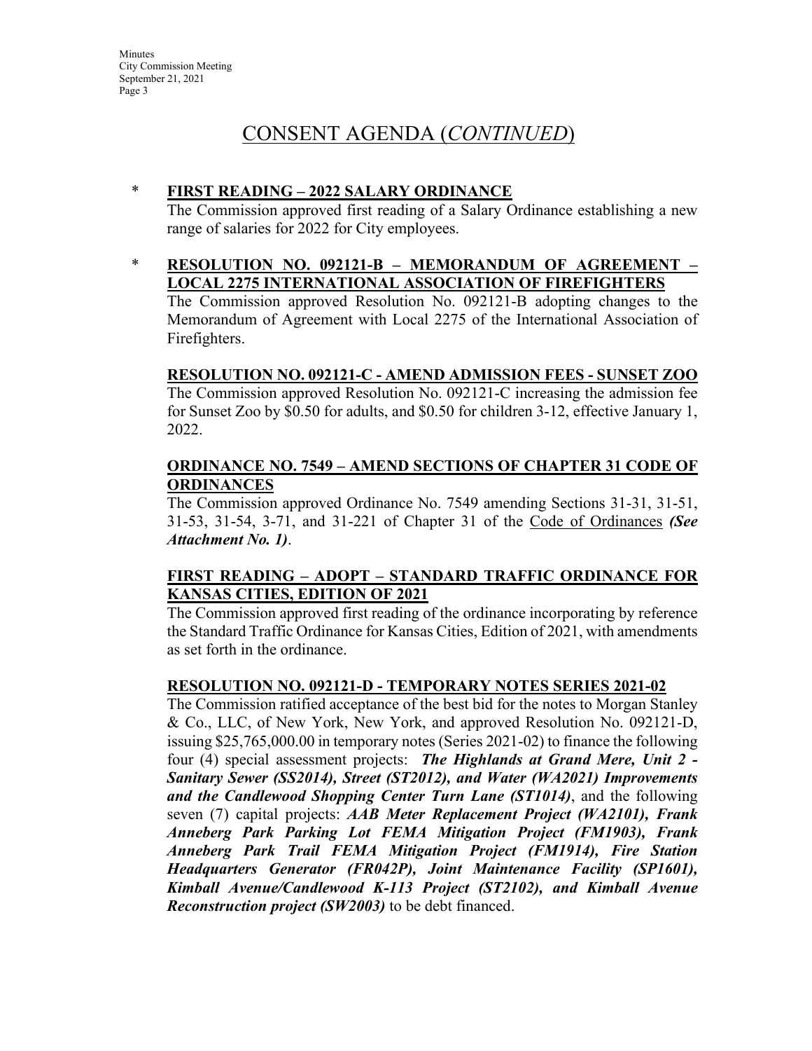# CONSENT AGENDA (*CONTINUED*)

\* **FIRST READING – 2022 SALARY ORDINANCE**

The Commission approved first reading of a Salary Ordinance establishing a new range of salaries for 2022 for City employees.

\* **RESOLUTION NO. 092121-B – MEMORANDUM OF AGREEMENT – LOCAL 2275 INTERNATIONAL ASSOCIATION OF FIREFIGHTERS**

The Commission approved Resolution No. 092121-B adopting changes to the Memorandum of Agreement with Local 2275 of the International Association of Firefighters.

**RESOLUTION NO. 092121-C - AMEND ADMISSION FEES - SUNSET ZOO**

The Commission approved Resolution No. 092121-C increasing the admission fee for Sunset Zoo by $0.50 for adults, and $0.50 for children 3-12, effective January 1, 2022.

**ORDINANCE NO. 7549 – AMEND SECTIONS OF CHAPTER 31 CODE OF ORDINANCES**

The Commission approved Ordinance No. 7549 amending Sections 31-31, 31-51, 31-53, 31-54, 3-71, and 31-221 of Chapter 31 of the Code of Ordinances ***(See Attachment No. 1)***.

**FIRST READING – ADOPT – STANDARD TRAFFIC ORDINANCE FOR KANSAS CITIES, EDITION OF 2021**

The Commission approved first reading of the ordinance incorporating by reference the Standard Traffic Ordinance for Kansas Cities, Edition of 2021, with amendments as set forth in the ordinance.

**RESOLUTION NO. 092121-D - TEMPORARY NOTES SERIES 2021-02**

The Commission ratified acceptance of the best bid for the notes to Morgan Stanley & Co., LLC, of New York, New York, and approved Resolution No. 092121-D, issuing $25,765,000.00 in temporary notes (Series 2021-02) to finance the following four (4) special assessment projects: ***The Highlands at Grand Mere, Unit 2 - Sanitary Sewer (SS2014), Street (ST2012), and Water (WA2021) Improvements and the Candlewood Shopping Center Turn Lane (ST1014)***, and the following seven (7) capital projects: ***AAB Meter Replacement Project (WA2101), Frank Anneberg Park Parking Lot FEMA Mitigation Project (FM1903), Frank Anneberg Park Trail FEMA Mitigation Project (FM1914), Fire Station Headquarters Generator (FR042P), Joint Maintenance Facility (SP1601), Kimball Avenue/Candlewood K-113 Project (ST2102), and Kimball Avenue Reconstruction project (SW2003)*** to be debt financed.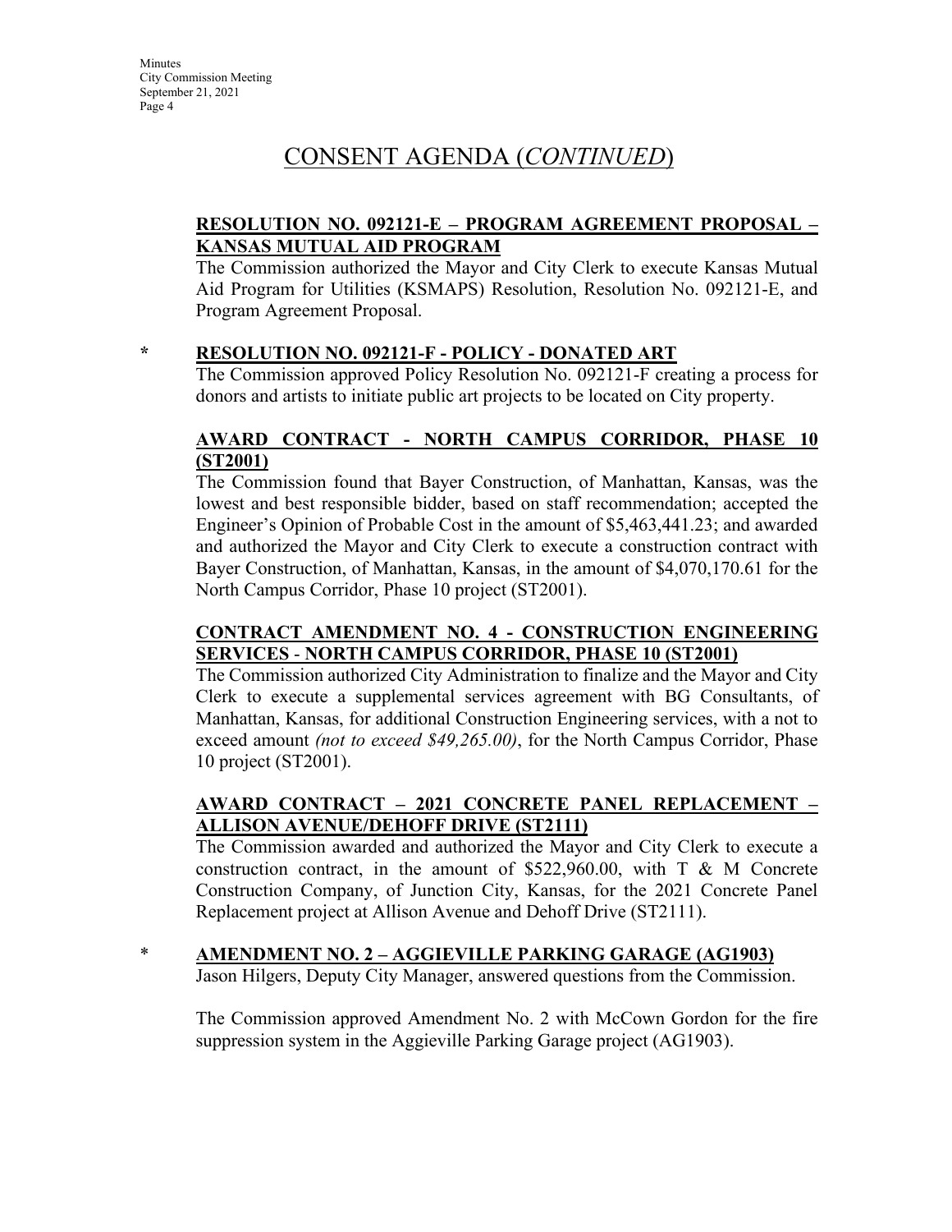# CONSENT AGENDA (*CONTINUED*)

**RESOLUTION NO. 092121-E – PROGRAM AGREEMENT PROPOSAL – KANSAS MUTUAL AID PROGRAM**

The Commission authorized the Mayor and City Clerk to execute Kansas Mutual Aid Program for Utilities (KSMAPS) Resolution, Resolution No. 092121-E, and Program Agreement Proposal.

\* **RESOLUTION NO. 092121-F - POLICY - DONATED ART**

The Commission approved Policy Resolution No. 092121-F creating a process for donors and artists to initiate public art projects to be located on City property.

**AWARD CONTRACT - NORTH CAMPUS CORRIDOR, PHASE 10 (ST2001)**

The Commission found that Bayer Construction, of Manhattan, Kansas, was the lowest and best responsible bidder, based on staff recommendation; accepted the Engineer's Opinion of Probable Cost in the amount of $5,463,441.23; and awarded and authorized the Mayor and City Clerk to execute a construction contract with Bayer Construction, of Manhattan, Kansas, in the amount of $4,070,170.61 for the North Campus Corridor, Phase 10 project (ST2001).

**CONTRACT AMENDMENT NO. 4 - CONSTRUCTION ENGINEERING SERVICES - NORTH CAMPUS CORRIDOR, PHASE 10 (ST2001)**

The Commission authorized City Administration to finalize and the Mayor and City Clerk to execute a supplemental services agreement with BG Consultants, of Manhattan, Kansas, for additional Construction Engineering services, with a not to exceed amount *(not to exceed $49,265.00)*, for the North Campus Corridor, Phase 10 project (ST2001).

**AWARD CONTRACT – 2021 CONCRETE PANEL REPLACEMENT – ALLISON AVENUE/DEHOFF DRIVE (ST2111)**

The Commission awarded and authorized the Mayor and City Clerk to execute a construction contract, in the amount of $522,960.00, with T & M Concrete Construction Company, of Junction City, Kansas, for the 2021 Concrete Panel Replacement project at Allison Avenue and Dehoff Drive (ST2111).

\* **AMENDMENT NO. 2 – AGGIEVILLE PARKING GARAGE (AG1903)**

Jason Hilgers, Deputy City Manager, answered questions from the Commission.

The Commission approved Amendment No. 2 with McCown Gordon for the fire suppression system in the Aggieville Parking Garage project (AG1903).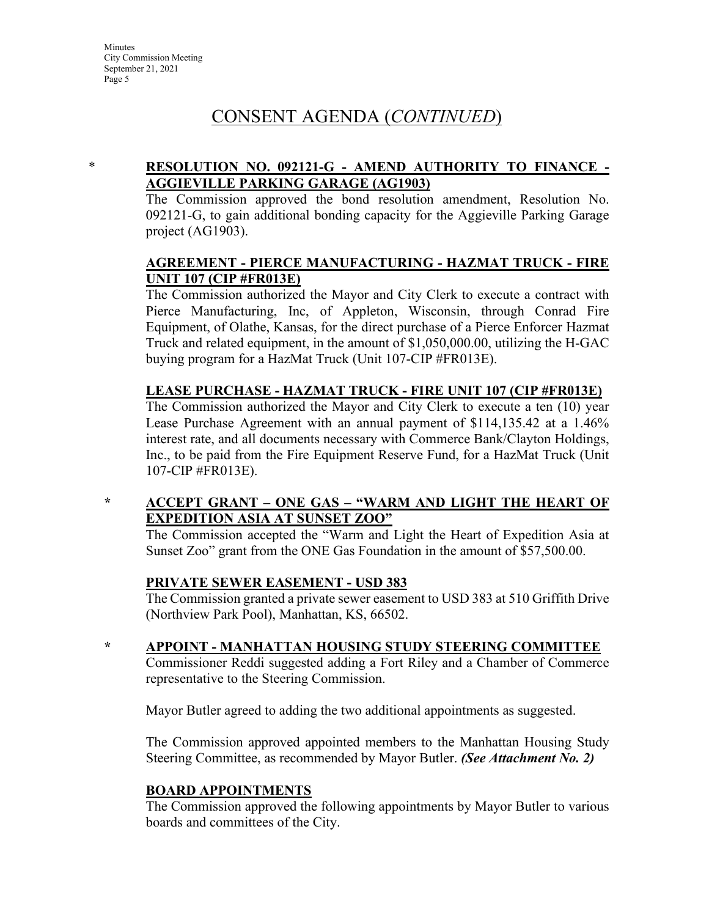# CONSENT AGENDA (*CONTINUED*)

\* **RESOLUTION NO. 092121-G - AMEND AUTHORITY TO FINANCE - AGGIEVILLE PARKING GARAGE (AG1903)**

The Commission approved the bond resolution amendment, Resolution No. 092121-G, to gain additional bonding capacity for the Aggieville Parking Garage project (AG1903).

**AGREEMENT - PIERCE MANUFACTURING - HAZMAT TRUCK - FIRE UNIT 107 (CIP #FR013E)**

The Commission authorized the Mayor and City Clerk to execute a contract with Pierce Manufacturing, Inc, of Appleton, Wisconsin, through Conrad Fire Equipment, of Olathe, Kansas, for the direct purchase of a Pierce Enforcer Hazmat Truck and related equipment, in the amount of $1,050,000.00, utilizing the H-GAC buying program for a HazMat Truck (Unit 107-CIP #FR013E).

**LEASE PURCHASE - HAZMAT TRUCK - FIRE UNIT 107 (CIP #FR013E)**

The Commission authorized the Mayor and City Clerk to execute a ten (10) year Lease Purchase Agreement with an annual payment of $114,135.42 at a 1.46% interest rate, and all documents necessary with Commerce Bank/Clayton Holdings, Inc., to be paid from the Fire Equipment Reserve Fund, for a HazMat Truck (Unit 107-CIP #FR013E).

\* **ACCEPT GRANT – ONE GAS – "WARM AND LIGHT THE HEART OF EXPEDITION ASIA AT SUNSET ZOO"**

The Commission accepted the "Warm and Light the Heart of Expedition Asia at Sunset Zoo" grant from the ONE Gas Foundation in the amount of $57,500.00.

**PRIVATE SEWER EASEMENT - USD 383**

The Commission granted a private sewer easement to USD 383 at 510 Griffith Drive (Northview Park Pool), Manhattan, KS, 66502.

\* **APPOINT - MANHATTAN HOUSING STUDY STEERING COMMITTEE**

Commissioner Reddi suggested adding a Fort Riley and a Chamber of Commerce representative to the Steering Commission.

Mayor Butler agreed to adding the two additional appointments as suggested.

The Commission approved appointed members to the Manhattan Housing Study Steering Committee, as recommended by Mayor Butler. ***(See Attachment No. 2)***

**BOARD APPOINTMENTS**

The Commission approved the following appointments by Mayor Butler to various boards and committees of the City.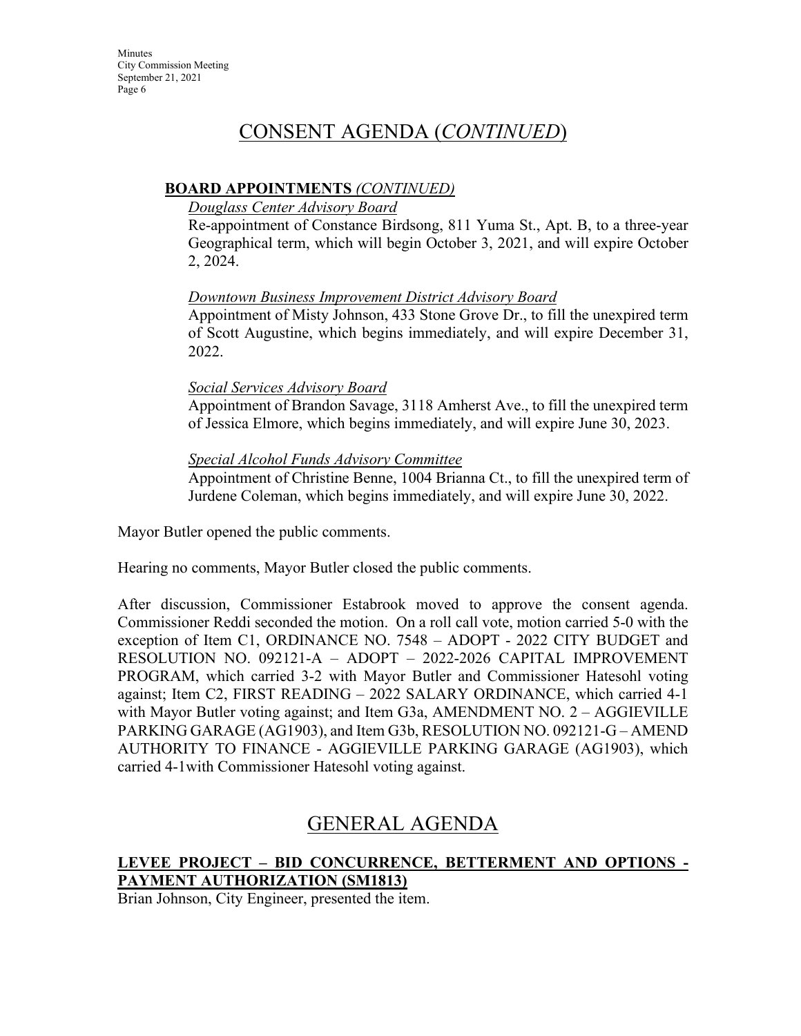# CONSENT AGENDA (*CONTINUED*)

**BOARD APPOINTMENTS** *(CONTINUED)*

*Douglass Center Advisory Board*

Re-appointment of Constance Birdsong, 811 Yuma St., Apt. B, to a three-year Geographical term, which will begin October 3, 2021, and will expire October 2, 2024.

*Downtown Business Improvement District Advisory Board*

Appointment of Misty Johnson, 433 Stone Grove Dr., to fill the unexpired term of Scott Augustine, which begins immediately, and will expire December 31, 2022.

*Social Services Advisory Board*

Appointment of Brandon Savage, 3118 Amherst Ave., to fill the unexpired term of Jessica Elmore, which begins immediately, and will expire June 30, 2023.

*Special Alcohol Funds Advisory Committee*

Appointment of Christine Benne, 1004 Brianna Ct., to fill the unexpired term of Jurdene Coleman, which begins immediately, and will expire June 30, 2022.

Mayor Butler opened the public comments.

Hearing no comments, Mayor Butler closed the public comments.

After discussion, Commissioner Estabrook moved to approve the consent agenda. Commissioner Reddi seconded the motion. On a roll call vote, motion carried 5-0 with the exception of Item C1, ORDINANCE NO. 7548 – ADOPT - 2022 CITY BUDGET and RESOLUTION NO. 092121-A – ADOPT – 2022-2026 CAPITAL IMPROVEMENT PROGRAM, which carried 3-2 with Mayor Butler and Commissioner Hatesohl voting against; Item C2, FIRST READING – 2022 SALARY ORDINANCE, which carried 4-1 with Mayor Butler voting against; and Item G3a, AMENDMENT NO. 2 – AGGIEVILLE PARKING GARAGE (AG1903), and Item G3b, RESOLUTION NO. 092121-G – AMEND AUTHORITY TO FINANCE - AGGIEVILLE PARKING GARAGE (AG1903), which carried 4-1with Commissioner Hatesohl voting against.

# GENERAL AGENDA

**LEVEE PROJECT – BID CONCURRENCE, BETTERMENT AND OPTIONS - PAYMENT AUTHORIZATION (SM1813)**

Brian Johnson, City Engineer, presented the item.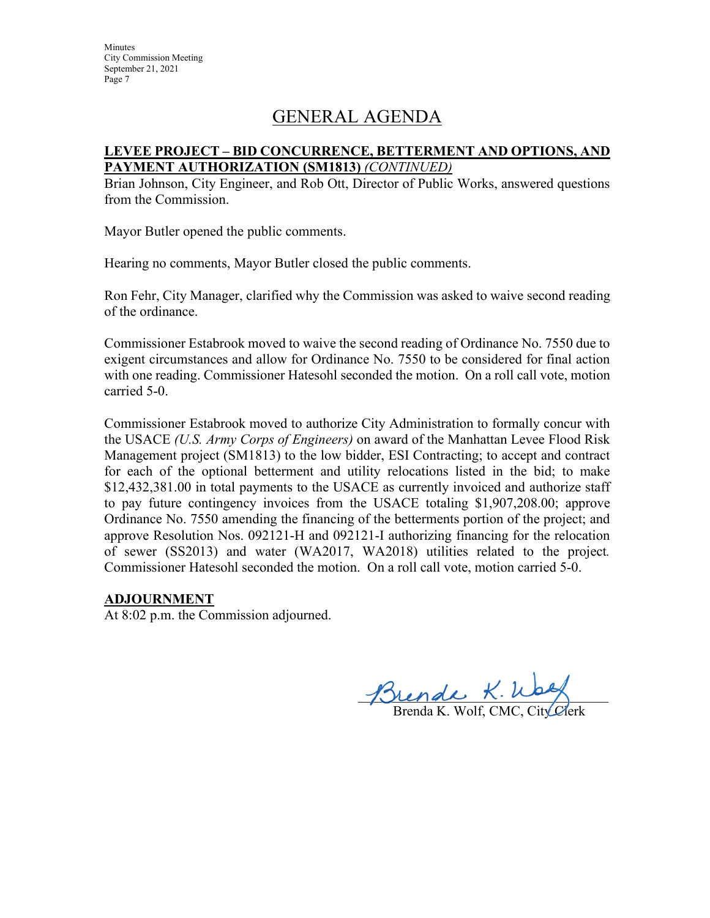# GENERAL AGENDA

**LEVEE PROJECT – BID CONCURRENCE, BETTERMENT AND OPTIONS, AND PAYMENT AUTHORIZATION (SM1813)** *(CONTINUED)*

Brian Johnson, City Engineer, and Rob Ott, Director of Public Works, answered questions from the Commission.

Mayor Butler opened the public comments.

Hearing no comments, Mayor Butler closed the public comments.

Ron Fehr, City Manager, clarified why the Commission was asked to waive second reading of the ordinance.

Commissioner Estabrook moved to waive the second reading of Ordinance No. 7550 due to exigent circumstances and allow for Ordinance No. 7550 to be considered for final action with one reading. Commissioner Hatesohl seconded the motion. On a roll call vote, motion carried 5-0.

Commissioner Estabrook moved to authorize City Administration to formally concur with the USACE *(U.S. Army Corps of Engineers)* on award of the Manhattan Levee Flood Risk Management project (SM1813) to the low bidder, ESI Contracting; to accept and contract for each of the optional betterment and utility relocations listed in the bid; to make $12,432,381.00 in total payments to the USACE as currently invoiced and authorize staff to pay future contingency invoices from the USACE totaling $1,907,208.00; approve Ordinance No. 7550 amending the financing of the betterments portion of the project; and approve Resolution Nos. 092121-H and 092121-I authorizing financing for the relocation of sewer (SS2013) and water (WA2017, WA2018) utilities related to the project. Commissioner Hatesohl seconded the motion. On a roll call vote, motion carried 5-0.

**ADJOURNMENT**

At 8:02 p.m. the Commission adjourned.

Brenda K. Wolf, CMC, City Clerk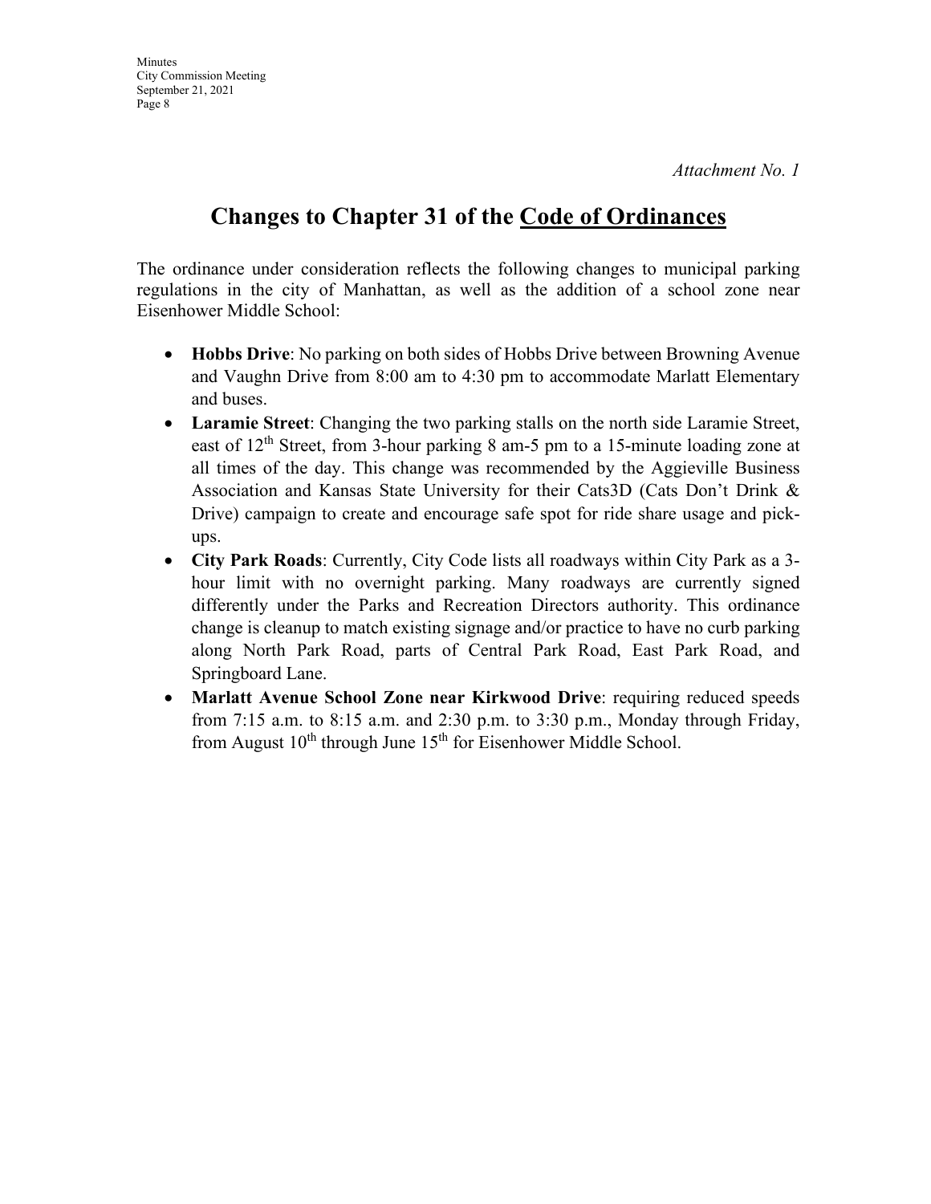*Attachment No. 1*

# Changes to Chapter 31 of the Code of Ordinances

The ordinance under consideration reflects the following changes to municipal parking regulations in the city of Manhattan, as well as the addition of a school zone near Eisenhower Middle School:

- **Hobbs Drive**: No parking on both sides of Hobbs Drive between Browning Avenue and Vaughn Drive from 8:00 am to 4:30 pm to accommodate Marlatt Elementary and buses.
- **Laramie Street**: Changing the two parking stalls on the north side Laramie Street, east of 12th Street, from 3-hour parking 8 am-5 pm to a 15-minute loading zone at all times of the day. This change was recommended by the Aggieville Business Association and Kansas State University for their Cats3D (Cats Don't Drink & Drive) campaign to create and encourage safe spot for ride share usage and pick-ups.
- **City Park Roads**: Currently, City Code lists all roadways within City Park as a 3-hour limit with no overnight parking. Many roadways are currently signed differently under the Parks and Recreation Directors authority. This ordinance change is cleanup to match existing signage and/or practice to have no curb parking along North Park Road, parts of Central Park Road, East Park Road, and Springboard Lane.
- **Marlatt Avenue School Zone near Kirkwood Drive**: requiring reduced speeds from 7:15 a.m. to 8:15 a.m. and 2:30 p.m. to 3:30 p.m., Monday through Friday, from August 10th through June 15th for Eisenhower Middle School.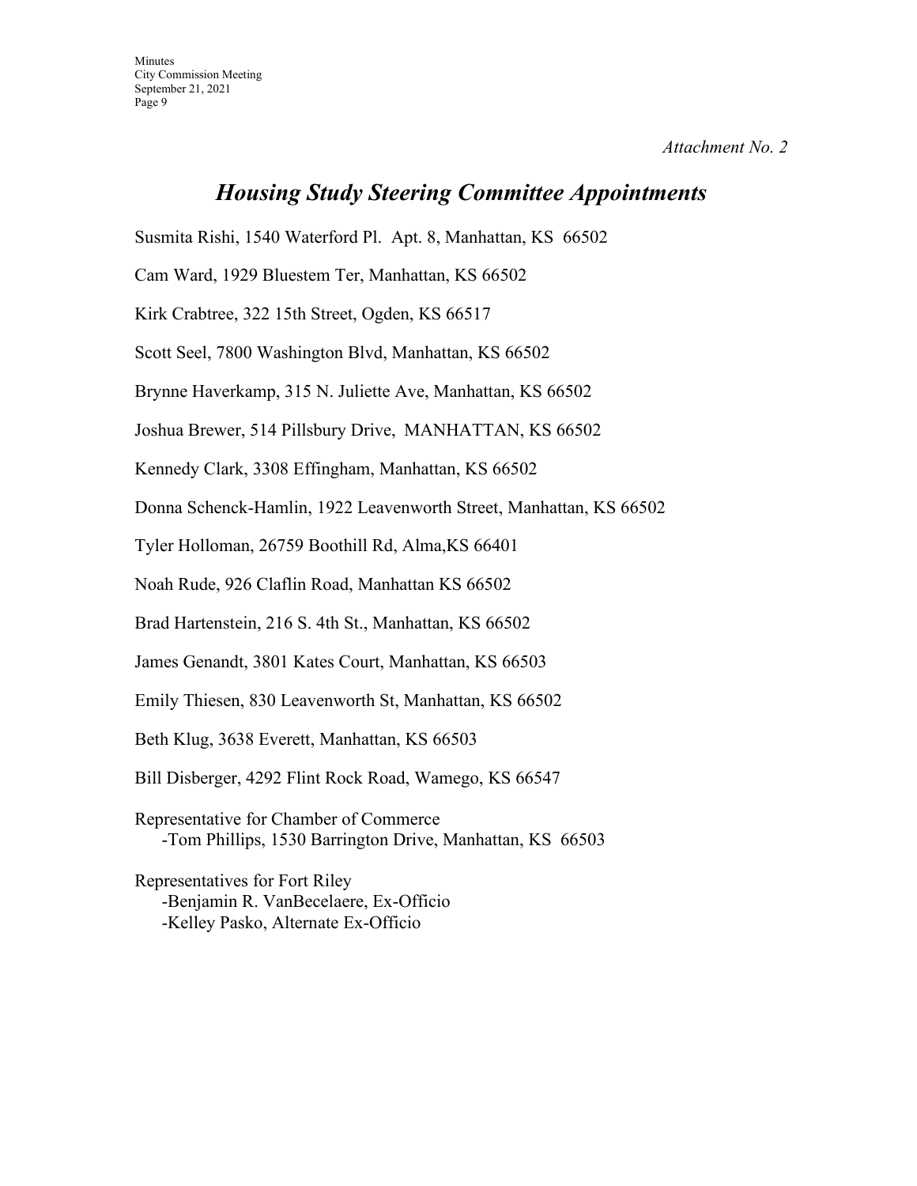*Attachment No. 2*

# *Housing Study Steering Committee Appointments*

Susmita Rishi, 1540 Waterford Pl. Apt. 8, Manhattan, KS 66502

Cam Ward, 1929 Bluestem Ter, Manhattan, KS 66502

Kirk Crabtree, 322 15th Street, Ogden, KS 66517

Scott Seel, 7800 Washington Blvd, Manhattan, KS 66502

Brynne Haverkamp, 315 N. Juliette Ave, Manhattan, KS 66502

Joshua Brewer, 514 Pillsbury Drive, MANHATTAN, KS 66502

Kennedy Clark, 3308 Effingham, Manhattan, KS 66502

Donna Schenck-Hamlin, 1922 Leavenworth Street, Manhattan, KS 66502

Tyler Holloman, 26759 Boothill Rd, Alma,KS 66401

Noah Rude, 926 Claflin Road, Manhattan KS 66502

Brad Hartenstein, 216 S. 4th St., Manhattan, KS 66502

James Genandt, 3801 Kates Court, Manhattan, KS 66503

Emily Thiesen, 830 Leavenworth St, Manhattan, KS 66502

Beth Klug, 3638 Everett, Manhattan, KS 66503

Bill Disberger, 4292 Flint Rock Road, Wamego, KS 66547

Representative for Chamber of Commerce
- Tom Phillips, 1530 Barrington Drive, Manhattan, KS 66503

Representatives for Fort Riley
- Benjamin R. VanBecelaere, Ex-Officio
- Kelley Pasko, Alternate Ex-Officio